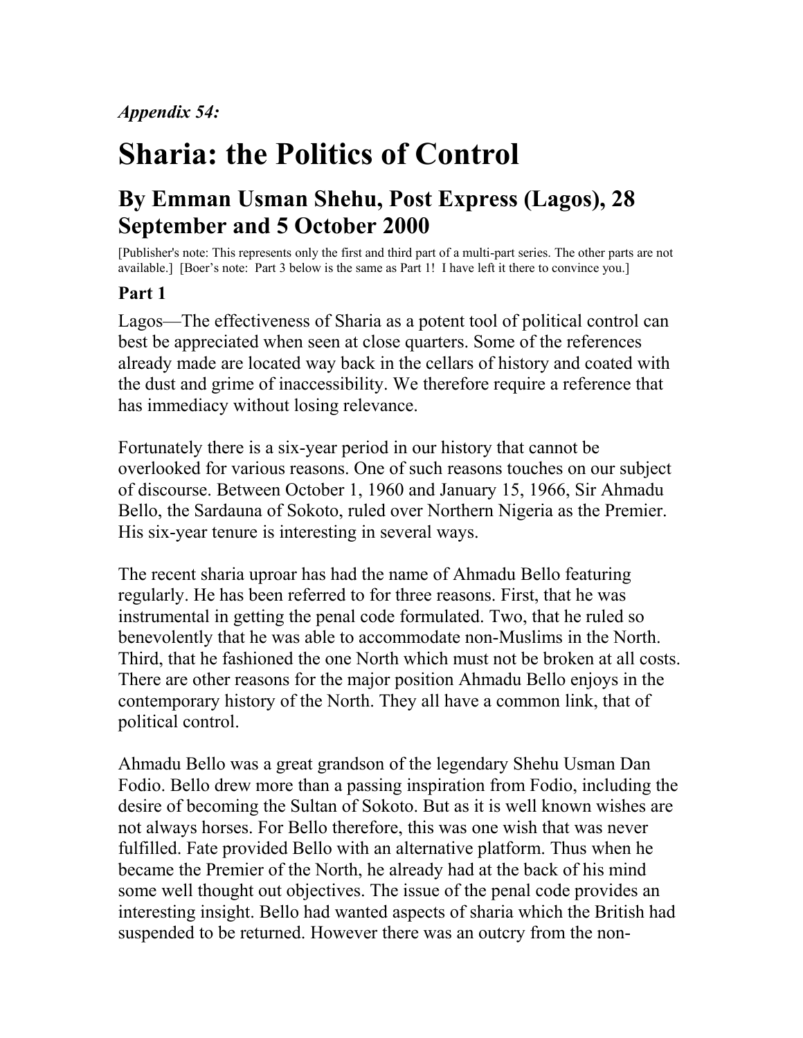*Appendix 54:*

# Sharia: the Politics of Control

## By Emman Usman Shehu, Post Express (Lagos), 28 September and 5 October 2000

[Publisher's note: This represents only the first and third part of a multi-part series. The other parts are not available.] [Boer's note: Part 3 below is the same as Part 1! I have left it there to convince you.]

### Part 1

Lagos—The effectiveness of Sharia as a potent tool of political control can best be appreciated when seen at close quarters. Some of the references already made are located way back in the cellars of history and coated with the dust and grime of inaccessibility. We therefore require a reference that has immediacy without losing relevance.

Fortunately there is a six-year period in our history that cannot be overlooked for various reasons. One of such reasons touches on our subject of discourse. Between October 1, 1960 and January 15, 1966, Sir Ahmadu Bello, the Sardauna of Sokoto, ruled over Northern Nigeria as the Premier. His six-year tenure is interesting in several ways.

The recent sharia uproar has had the name of Ahmadu Bello featuring regularly. He has been referred to for three reasons. First, that he was instrumental in getting the penal code formulated. Two, that he ruled so benevolently that he was able to accommodate non-Muslims in the North. Third, that he fashioned the one North which must not be broken at all costs. There are other reasons for the major position Ahmadu Bello enjoys in the contemporary history of the North. They all have a common link, that of political control.

Ahmadu Bello was a great grandson of the legendary Shehu Usman Dan Fodio. Bello drew more than a passing inspiration from Fodio, including the desire of becoming the Sultan of Sokoto. But as it is well known wishes are not always horses. For Bello therefore, this was one wish that was never fulfilled. Fate provided Bello with an alternative platform. Thus when he became the Premier of the North, he already had at the back of his mind some well thought out objectives. The issue of the penal code provides an interesting insight. Bello had wanted aspects of sharia which the British had suspended to be returned. However there was an outcry from the non-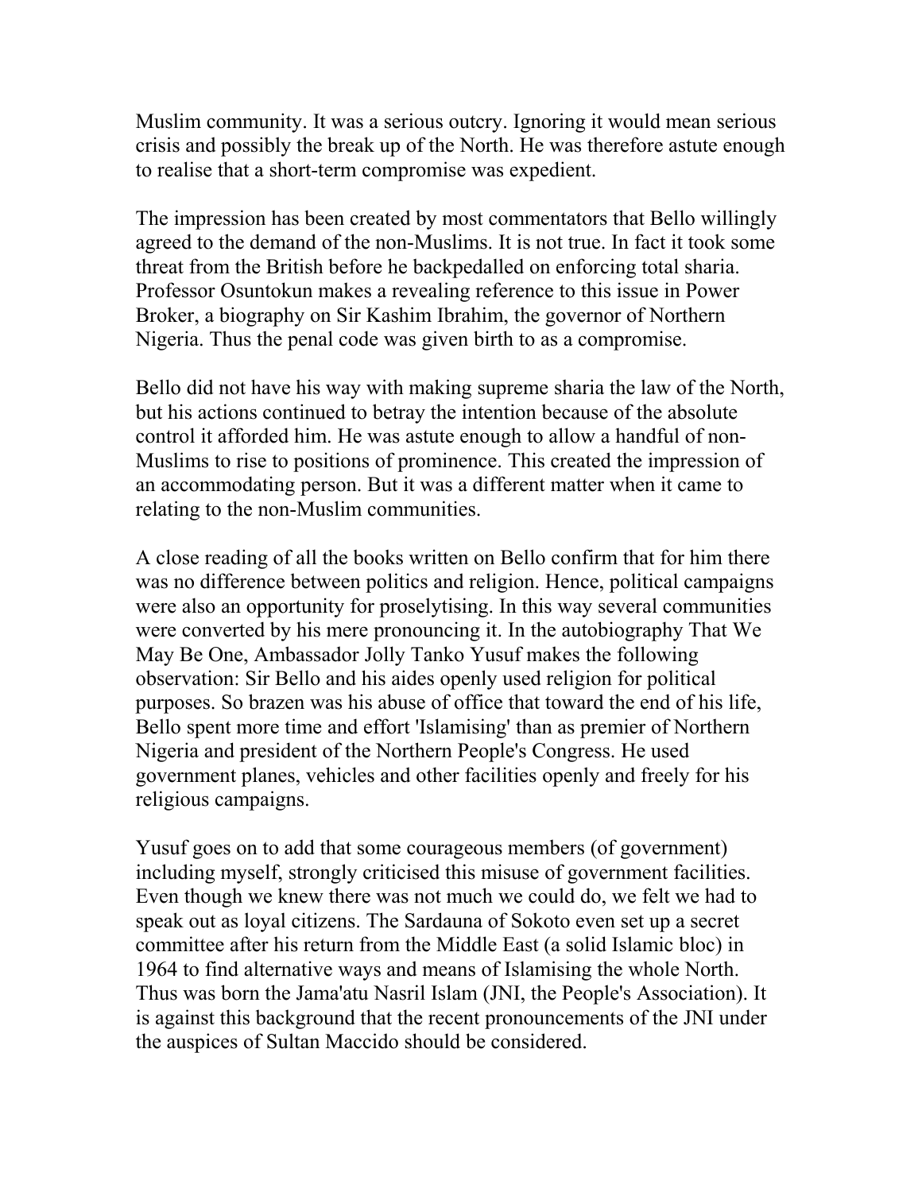Muslim community. It was a serious outcry. Ignoring it would mean serious crisis and possibly the break up of the North. He was therefore astute enough to realise that a short-term compromise was expedient.

The impression has been created by most commentators that Bello willingly agreed to the demand of the non-Muslims. It is not true. In fact it took some threat from the British before he backpedalled on enforcing total sharia. Professor Osuntokun makes a revealing reference to this issue in Power Broker, a biography on Sir Kashim Ibrahim, the governor of Northern Nigeria. Thus the penal code was given birth to as a compromise.

Bello did not have his way with making supreme sharia the law of the North, but his actions continued to betray the intention because of the absolute control it afforded him. He was astute enough to allow a handful of non-Muslims to rise to positions of prominence. This created the impression of an accommodating person. But it was a different matter when it came to relating to the non-Muslim communities.

A close reading of all the books written on Bello confirm that for him there was no difference between politics and religion. Hence, political campaigns were also an opportunity for proselytising. In this way several communities were converted by his mere pronouncing it. In the autobiography That We May Be One, Ambassador Jolly Tanko Yusuf makes the following observation: Sir Bello and his aides openly used religion for political purposes. So brazen was his abuse of office that toward the end of his life, Bello spent more time and effort 'Islamising' than as premier of Northern Nigeria and president of the Northern People's Congress. He used government planes, vehicles and other facilities openly and freely for his religious campaigns.

Yusuf goes on to add that some courageous members (of government) including myself, strongly criticised this misuse of government facilities. Even though we knew there was not much we could do, we felt we had to speak out as loyal citizens. The Sardauna of Sokoto even set up a secret committee after his return from the Middle East (a solid Islamic bloc) in 1964 to find alternative ways and means of Islamising the whole North. Thus was born the Jama'atu Nasril Islam (JNI, the People's Association). It is against this background that the recent pronouncements of the JNI under the auspices of Sultan Maccido should be considered.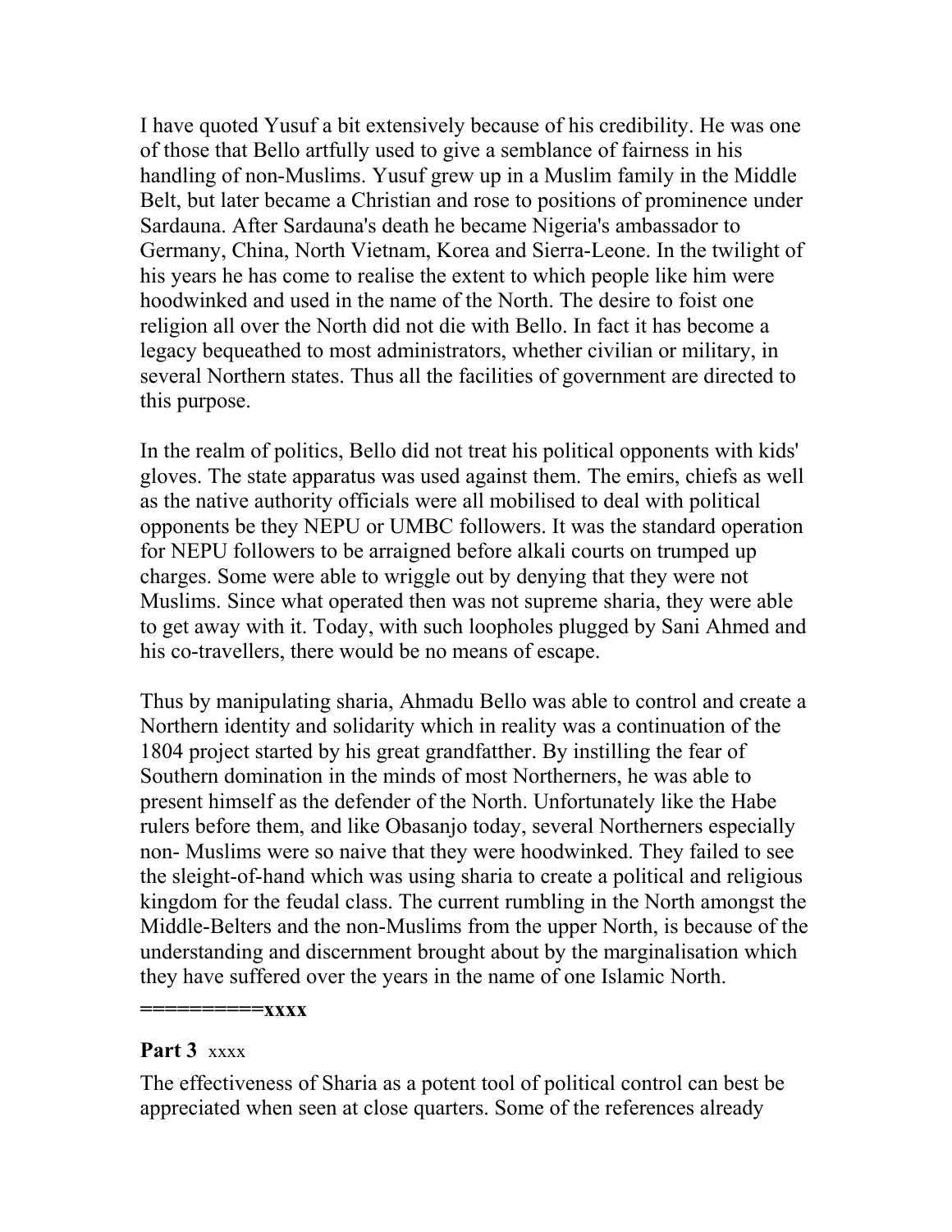I have quoted Yusuf a bit extensively because of his credibility. He was one of those that Bello artfully used to give a semblance of fairness in his handling of non-Muslims. Yusuf grew up in a Muslim family in the Middle Belt, but later became a Christian and rose to positions of prominence under Sardauna. After Sardauna's death he became Nigeria's ambassador to Germany, China, North Vietnam, Korea and Sierra-Leone. In the twilight of his years he has come to realise the extent to which people like him were hoodwinked and used in the name of the North. The desire to foist one religion all over the North did not die with Bello. In fact it has become a legacy bequeathed to most administrators, whether civilian or military, in several Northern states. Thus all the facilities of government are directed to this purpose.

In the realm of politics, Bello did not treat his political opponents with kids' gloves. The state apparatus was used against them. The emirs, chiefs as well as the native authority officials were all mobilised to deal with political opponents be they NEPU or UMBC followers. It was the standard operation for NEPU followers to be arraigned before alkali courts on trumped up charges. Some were able to wriggle out by denying that they were not Muslims. Since what operated then was not supreme sharia, they were able to get away with it. Today, with such loopholes plugged by Sani Ahmed and his co-travellers, there would be no means of escape.

Thus by manipulating sharia, Ahmadu Bello was able to control and create a Northern identity and solidarity which in reality was a continuation of the 1804 project started by his great grandfatther. By instilling the fear of Southern domination in the minds of most Northerners, he was able to present himself as the defender of the North. Unfortunately like the Habe rulers before them, and like Obasanjo today, several Northerners especially non- Muslims were so naive that they were hoodwinked. They failed to see the sleight-of-hand which was using sharia to create a political and religious kingdom for the feudal class. The current rumbling in the North amongst the Middle-Belters and the non-Muslims from the upper North, is because of the understanding and discernment brought about by the marginalisation which they have suffered over the years in the name of one Islamic North.

**==========xxxx**

**Part 3** xxxx

The effectiveness of Sharia as a potent tool of political control can best be appreciated when seen at close quarters. Some of the references already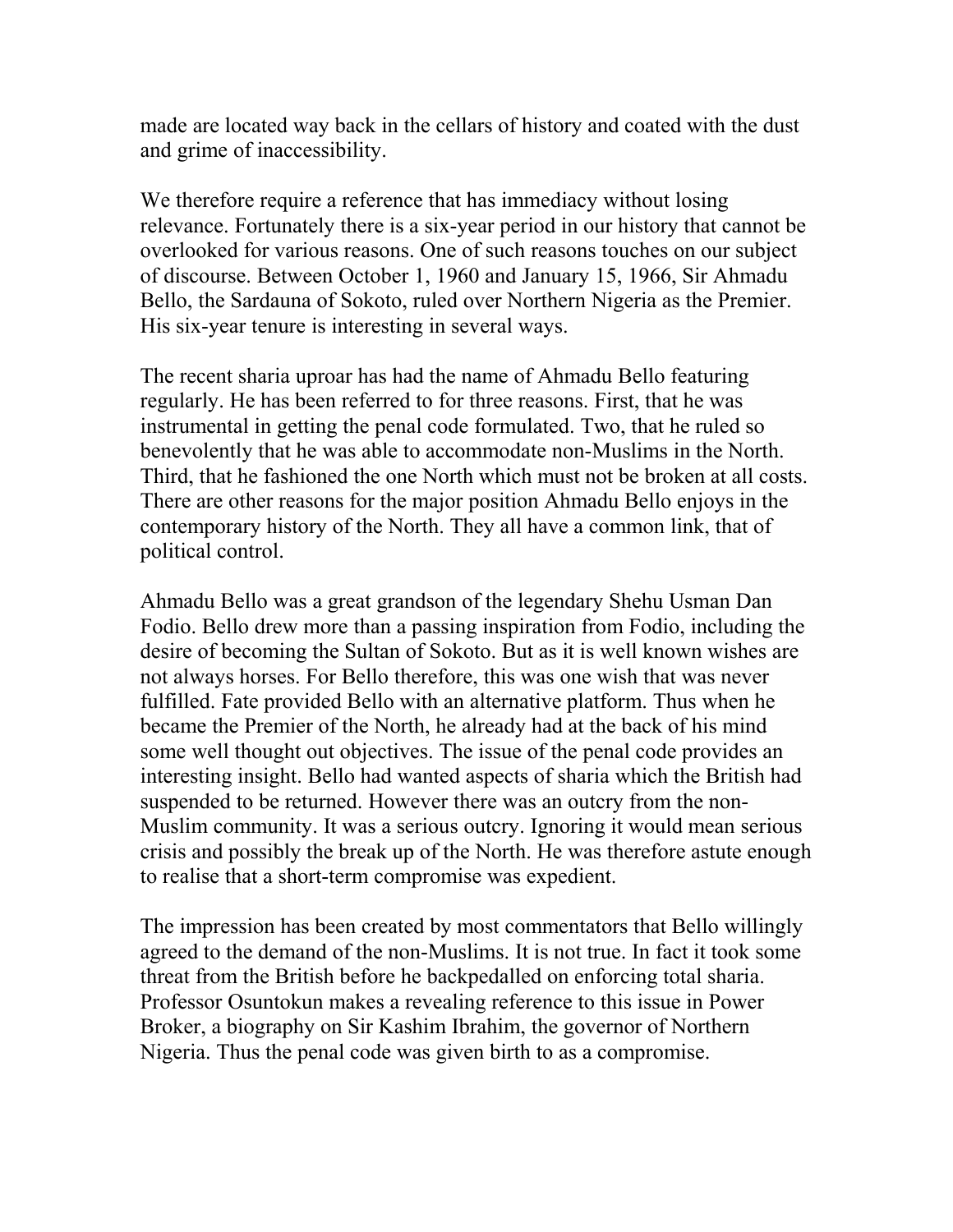made are located way back in the cellars of history and coated with the dust and grime of inaccessibility.

We therefore require a reference that has immediacy without losing relevance. Fortunately there is a six-year period in our history that cannot be overlooked for various reasons. One of such reasons touches on our subject of discourse. Between October 1, 1960 and January 15, 1966, Sir Ahmadu Bello, the Sardauna of Sokoto, ruled over Northern Nigeria as the Premier. His six-year tenure is interesting in several ways.

The recent sharia uproar has had the name of Ahmadu Bello featuring regularly. He has been referred to for three reasons. First, that he was instrumental in getting the penal code formulated. Two, that he ruled so benevolently that he was able to accommodate non-Muslims in the North. Third, that he fashioned the one North which must not be broken at all costs. There are other reasons for the major position Ahmadu Bello enjoys in the contemporary history of the North. They all have a common link, that of political control.

Ahmadu Bello was a great grandson of the legendary Shehu Usman Dan Fodio. Bello drew more than a passing inspiration from Fodio, including the desire of becoming the Sultan of Sokoto. But as it is well known wishes are not always horses. For Bello therefore, this was one wish that was never fulfilled. Fate provided Bello with an alternative platform. Thus when he became the Premier of the North, he already had at the back of his mind some well thought out objectives. The issue of the penal code provides an interesting insight. Bello had wanted aspects of sharia which the British had suspended to be returned. However there was an outcry from the non-Muslim community. It was a serious outcry. Ignoring it would mean serious crisis and possibly the break up of the North. He was therefore astute enough to realise that a short-term compromise was expedient.

The impression has been created by most commentators that Bello willingly agreed to the demand of the non-Muslims. It is not true. In fact it took some threat from the British before he backpedalled on enforcing total sharia. Professor Osuntokun makes a revealing reference to this issue in Power Broker, a biography on Sir Kashim Ibrahim, the governor of Northern Nigeria. Thus the penal code was given birth to as a compromise.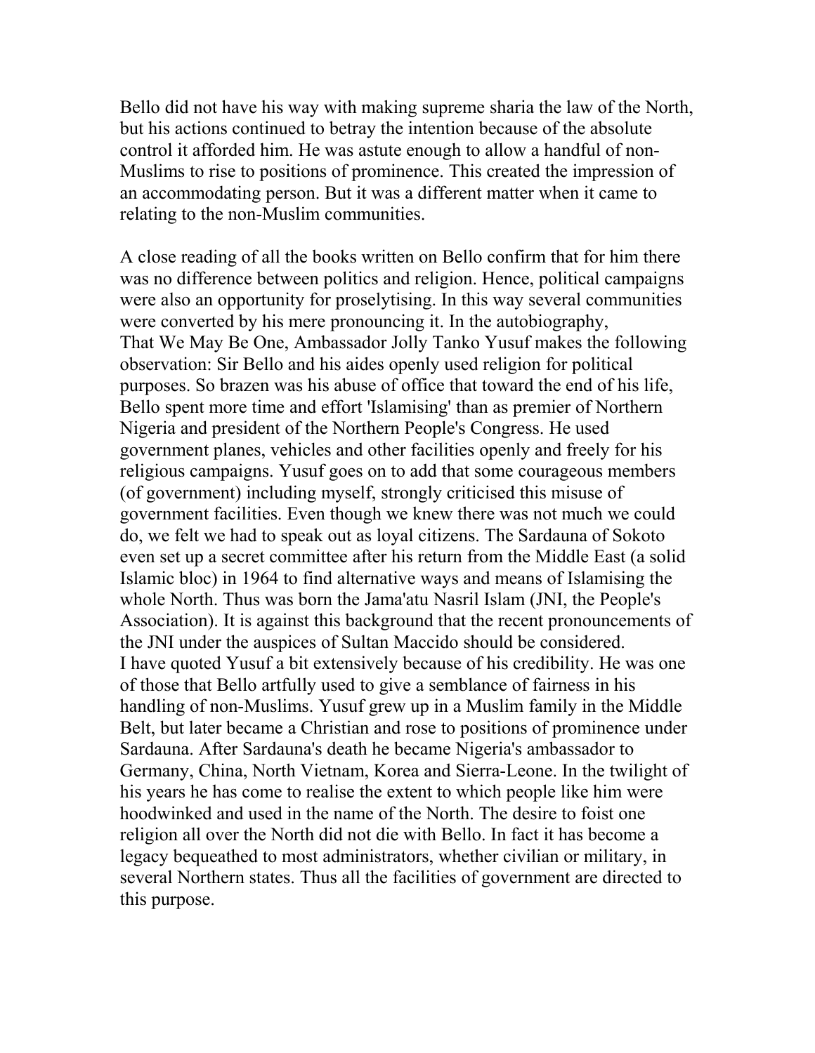Bello did not have his way with making supreme sharia the law of the North, but his actions continued to betray the intention because of the absolute control it afforded him. He was astute enough to allow a handful of non-Muslims to rise to positions of prominence. This created the impression of an accommodating person. But it was a different matter when it came to relating to the non-Muslim communities.

A close reading of all the books written on Bello confirm that for him there was no difference between politics and religion. Hence, political campaigns were also an opportunity for proselytising. In this way several communities were converted by his mere pronouncing it. In the autobiography, That We May Be One, Ambassador Jolly Tanko Yusuf makes the following observation: Sir Bello and his aides openly used religion for political purposes. So brazen was his abuse of office that toward the end of his life, Bello spent more time and effort 'Islamising' than as premier of Northern Nigeria and president of the Northern People's Congress. He used government planes, vehicles and other facilities openly and freely for his religious campaigns. Yusuf goes on to add that some courageous members (of government) including myself, strongly criticised this misuse of government facilities. Even though we knew there was not much we could do, we felt we had to speak out as loyal citizens. The Sardauna of Sokoto even set up a secret committee after his return from the Middle East (a solid Islamic bloc) in 1964 to find alternative ways and means of Islamising the whole North. Thus was born the Jama'atu Nasril Islam (JNI, the People's Association). It is against this background that the recent pronouncements of the JNI under the auspices of Sultan Maccido should be considered.
I have quoted Yusuf a bit extensively because of his credibility. He was one of those that Bello artfully used to give a semblance of fairness in his handling of non-Muslims. Yusuf grew up in a Muslim family in the Middle Belt, but later became a Christian and rose to positions of prominence under Sardauna. After Sardauna's death he became Nigeria's ambassador to Germany, China, North Vietnam, Korea and Sierra-Leone. In the twilight of his years he has come to realise the extent to which people like him were hoodwinked and used in the name of the North. The desire to foist one religion all over the North did not die with Bello. In fact it has become a legacy bequeathed to most administrators, whether civilian or military, in several Northern states. Thus all the facilities of government are directed to this purpose.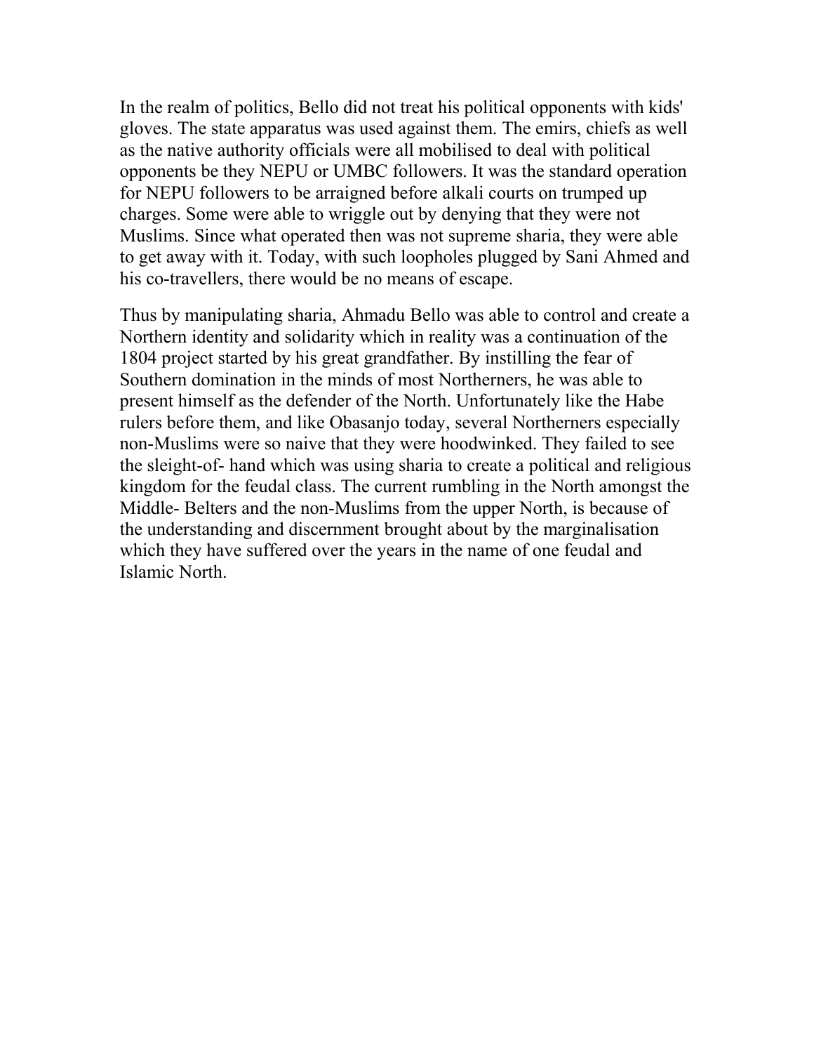In the realm of politics, Bello did not treat his political opponents with kids' gloves. The state apparatus was used against them. The emirs, chiefs as well as the native authority officials were all mobilised to deal with political opponents be they NEPU or UMBC followers. It was the standard operation for NEPU followers to be arraigned before alkali courts on trumped up charges. Some were able to wriggle out by denying that they were not Muslims. Since what operated then was not supreme sharia, they were able to get away with it. Today, with such loopholes plugged by Sani Ahmed and his co-travellers, there would be no means of escape.

Thus by manipulating sharia, Ahmadu Bello was able to control and create a Northern identity and solidarity which in reality was a continuation of the 1804 project started by his great grandfather. By instilling the fear of Southern domination in the minds of most Northerners, he was able to present himself as the defender of the North. Unfortunately like the Habe rulers before them, and like Obasanjo today, several Northerners especially non-Muslims were so naive that they were hoodwinked. They failed to see the sleight-of- hand which was using sharia to create a political and religious kingdom for the feudal class. The current rumbling in the North amongst the Middle- Belters and the non-Muslims from the upper North, is because of the understanding and discernment brought about by the marginalisation which they have suffered over the years in the name of one feudal and Islamic North.